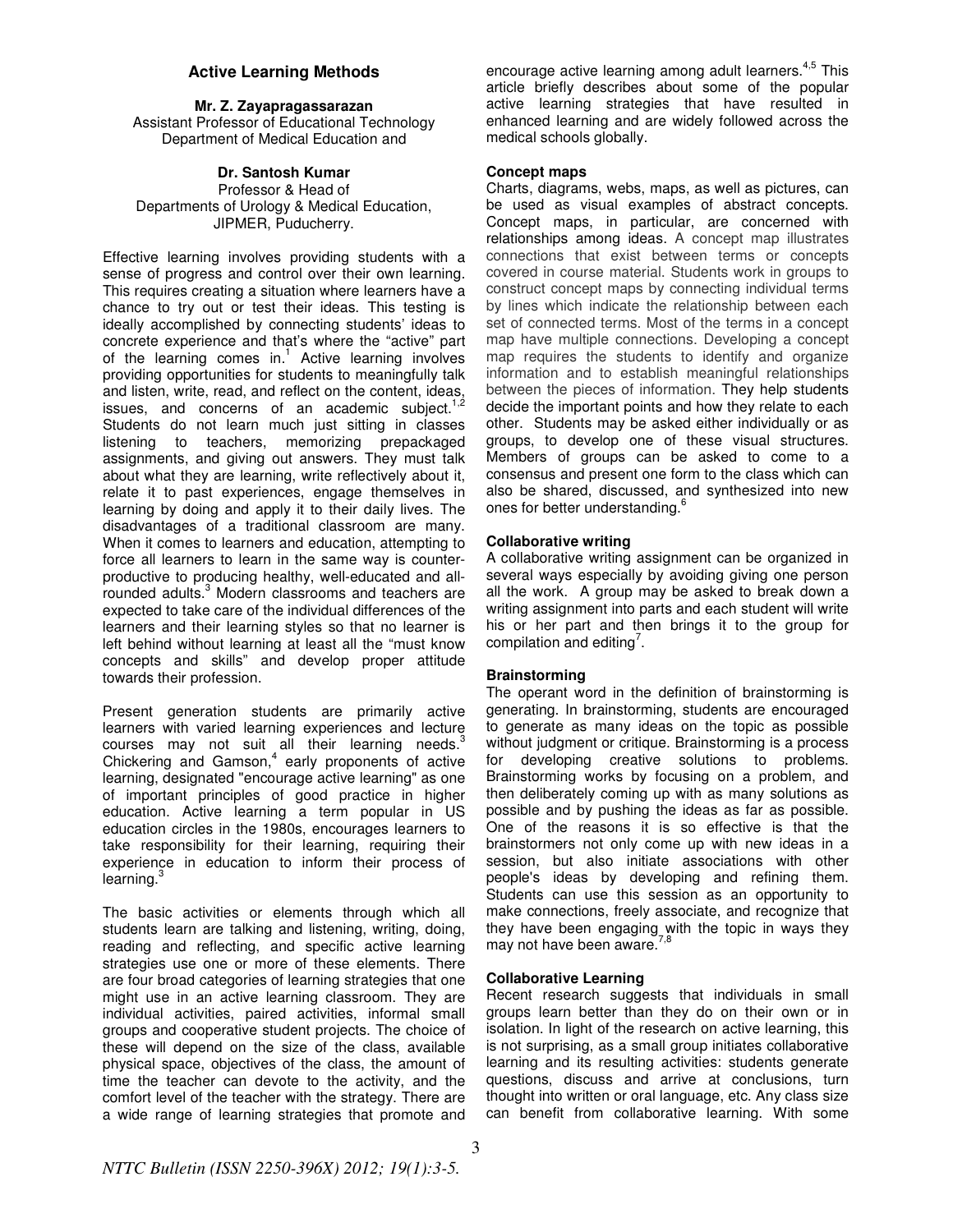# Active Learning Methods

**Mr. Z. Zayapragassarazan**
Assistant Professor of Educational Technology
Department of Medical Education and

**Dr. Santosh Kumar**
Professor & Head of
Departments of Urology & Medical Education,
JIPMER, Puducherry.

Effective learning involves providing students with a sense of progress and control over their own learning. This requires creating a situation where learners have a chance to try out or test their ideas. This testing is ideally accomplished by connecting students' ideas to concrete experience and that's where the "active" part of the learning comes in.[1] Active learning involves providing opportunities for students to meaningfully talk and listen, write, read, and reflect on the content, ideas, issues, and concerns of an academic subject.[1,2] Students do not learn much just sitting in classes listening to teachers, memorizing prepackaged assignments, and giving out answers. They must talk about what they are learning, write reflectively about it, relate it to past experiences, engage themselves in learning by doing and apply it to their daily lives. The disadvantages of a traditional classroom are many. When it comes to learners and education, attempting to force all learners to learn in the same way is counter-productive to producing healthy, well-educated and all-rounded adults.[3] Modern classrooms and teachers are expected to take care of the individual differences of the learners and their learning styles so that no learner is left behind without learning at least all the "must know concepts and skills" and develop proper attitude towards their profession.

Present generation students are primarily active learners with varied learning experiences and lecture courses may not suit all their learning needs.[3] Chickering and Gamson,[4] early proponents of active learning, designated "encourage active learning" as one of important principles of good practice in higher education. Active learning a term popular in US education circles in the 1980s, encourages learners to take responsibility for their learning, requiring their experience in education to inform their process of learning.[3]

The basic activities or elements through which all students learn are talking and listening, writing, doing, reading and reflecting, and specific active learning strategies use one or more of these elements. There are four broad categories of learning strategies that one might use in an active learning classroom. They are individual activities, paired activities, informal small groups and cooperative student projects. The choice of these will depend on the size of the class, available physical space, objectives of the class, the amount of time the teacher can devote to the activity, and the comfort level of the teacher with the strategy. There are a wide range of learning strategies that promote and encourage active learning among adult learners.[4,5] This article briefly describes about some of the popular active learning strategies that have resulted in enhanced learning and are widely followed across the medical schools globally.

### Concept maps

Charts, diagrams, webs, maps, as well as pictures, can be used as visual examples of abstract concepts. Concept maps, in particular, are concerned with relationships among ideas. A concept map illustrates connections that exist between terms or concepts covered in course material. Students work in groups to construct concept maps by connecting individual terms by lines which indicate the relationship between each set of connected terms. Most of the terms in a concept map have multiple connections. Developing a concept map requires the students to identify and organize information and to establish meaningful relationships between the pieces of information. They help students decide the important points and how they relate to each other. Students may be asked either individually or as groups, to develop one of these visual structures. Members of groups can be asked to come to a consensus and present one form to the class which can also be shared, discussed, and synthesized into new ones for better understanding.[6]

### Collaborative writing

A collaborative writing assignment can be organized in several ways especially by avoiding giving one person all the work. A group may be asked to break down a writing assignment into parts and each student will write his or her part and then brings it to the group for compilation and editing[7].

### Brainstorming

The operant word in the definition of brainstorming is generating. In brainstorming, students are encouraged to generate as many ideas on the topic as possible without judgment or critique. Brainstorming is a process for developing creative solutions to problems. Brainstorming works by focusing on a problem, and then deliberately coming up with as many solutions as possible and by pushing the ideas as far as possible. One of the reasons it is so effective is that the brainstormers not only come up with new ideas in a session, but also initiate associations with other people's ideas by developing and refining them. Students can use this session as an opportunity to make connections, freely associate, and recognize that they have been engaging with the topic in ways they may not have been aware.[7,8]

### Collaborative Learning

Recent research suggests that individuals in small groups learn better than they do on their own or in isolation. In light of the research on active learning, this is not surprising, as a small group initiates collaborative learning and its resulting activities: students generate questions, discuss and arrive at conclusions, turn thought into written or oral language, etc. Any class size can benefit from collaborative learning. With some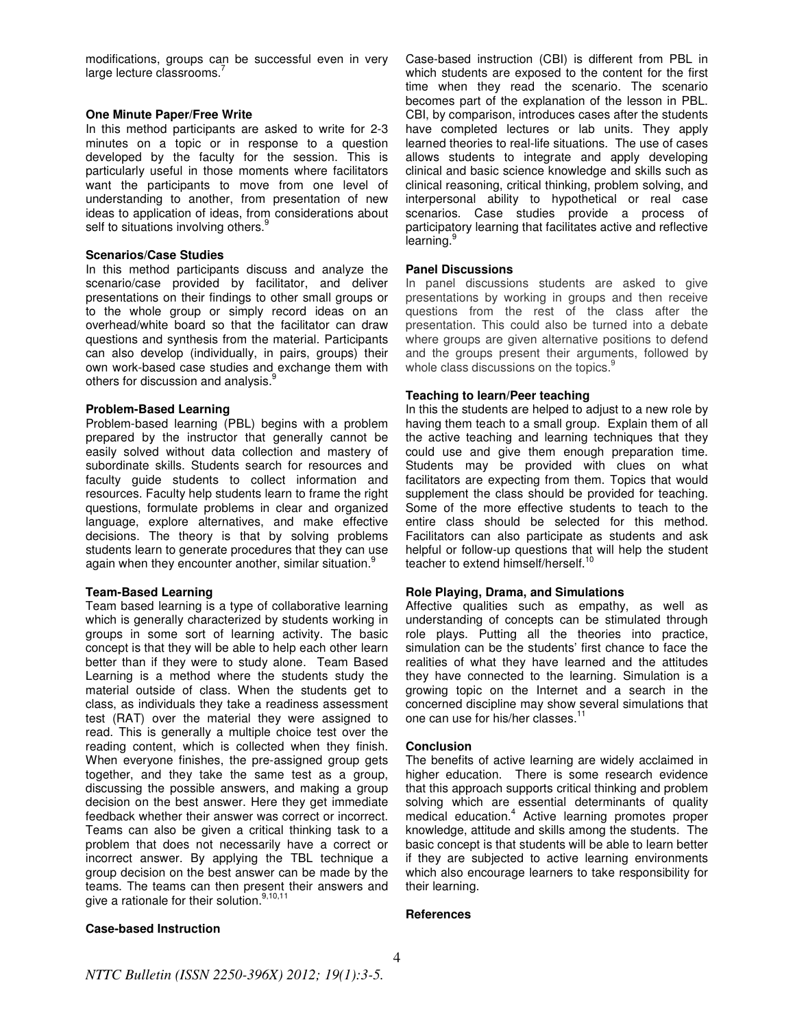modifications, groups can be successful even in very large lecture classrooms.[7]

### One Minute Paper/Free Write

In this method participants are asked to write for 2-3 minutes on a topic or in response to a question developed by the faculty for the session. This is particularly useful in those moments where facilitators want the participants to move from one level of understanding to another, from presentation of new ideas to application of ideas, from considerations about self to situations involving others.[9]

### Scenarios/Case Studies

In this method participants discuss and analyze the scenario/case provided by facilitator, and deliver presentations on their findings to other small groups or to the whole group or simply record ideas on an overhead/white board so that the facilitator can draw questions and synthesis from the material. Participants can also develop (individually, in pairs, groups) their own work-based case studies and exchange them with others for discussion and analysis.[9]

### Problem-Based Learning

Problem-based learning (PBL) begins with a problem prepared by the instructor that generally cannot be easily solved without data collection and mastery of subordinate skills. Students search for resources and faculty guide students to collect information and resources. Faculty help students learn to frame the right questions, formulate problems in clear and organized language, explore alternatives, and make effective decisions. The theory is that by solving problems students learn to generate procedures that they can use again when they encounter another, similar situation.[9]

### Team-Based Learning

Team based learning is a type of collaborative learning which is generally characterized by students working in groups in some sort of learning activity. The basic concept is that they will be able to help each other learn better than if they were to study alone. Team Based Learning is a method where the students study the material outside of class. When the students get to class, as individuals they take a readiness assessment test (RAT) over the material they were assigned to read. This is generally a multiple choice test over the reading content, which is collected when they finish. When everyone finishes, the pre-assigned group gets together, and they take the same test as a group, discussing the possible answers, and making a group decision on the best answer. Here they get immediate feedback whether their answer was correct or incorrect. Teams can also be given a critical thinking task to a problem that does not necessarily have a correct or incorrect answer. By applying the TBL technique a group decision on the best answer can be made by the teams. The teams can then present their answers and give a rationale for their solution.[9,10,11]

### Case-based Instruction

Case-based instruction (CBI) is different from PBL in which students are exposed to the content for the first time when they read the scenario. The scenario becomes part of the explanation of the lesson in PBL. CBI, by comparison, introduces cases after the students have completed lectures or lab units. They apply learned theories to real-life situations. The use of cases allows students to integrate and apply developing clinical and basic science knowledge and skills such as clinical reasoning, critical thinking, problem solving, and interpersonal ability to hypothetical or real case scenarios. Case studies provide a process of participatory learning that facilitates active and reflective learning.[9]

### Panel Discussions

In panel discussions students are asked to give presentations by working in groups and then receive questions from the rest of the class after the presentation. This could also be turned into a debate where groups are given alternative positions to defend and the groups present their arguments, followed by whole class discussions on the topics.[9]

### Teaching to learn/Peer teaching

In this the students are helped to adjust to a new role by having them teach to a small group. Explain them of all the active teaching and learning techniques that they could use and give them enough preparation time. Students may be provided with clues on what facilitators are expecting from them. Topics that would supplement the class should be provided for teaching. Some of the more effective students to teach to the entire class should be selected for this method. Facilitators can also participate as students and ask helpful or follow-up questions that will help the student teacher to extend himself/herself.[10]

### Role Playing, Drama, and Simulations

Affective qualities such as empathy, as well as understanding of concepts can be stimulated through role plays. Putting all the theories into practice, simulation can be the students' first chance to face the realities of what they have learned and the attitudes they have connected to the learning. Simulation is a growing topic on the Internet and a search in the concerned discipline may show several simulations that one can use for his/her classes.[11]

### Conclusion

The benefits of active learning are widely acclaimed in higher education. There is some research evidence that this approach supports critical thinking and problem solving which are essential determinants of quality medical education.[4] Active learning promotes proper knowledge, attitude and skills among the students. The basic concept is that students will be able to learn better if they are subjected to active learning environments which also encourage learners to take responsibility for their learning.

### References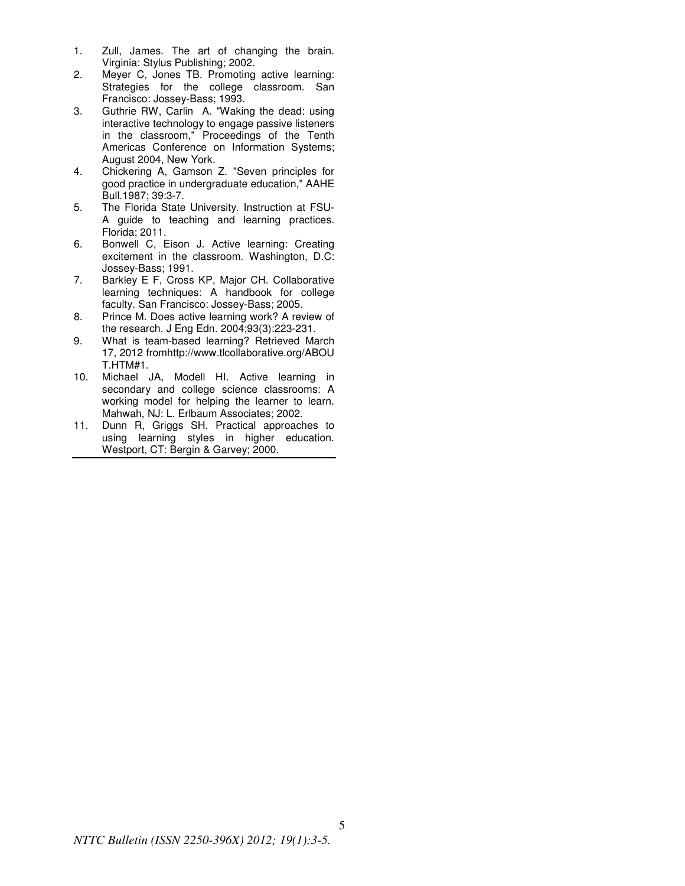1. Zull, James. The art of changing the brain. Virginia: Stylus Publishing; 2002.
2. Meyer C, Jones TB. Promoting active learning: Strategies for the college classroom. San Francisco: Jossey-Bass; 1993.
3. Guthrie RW, Carlin A. "Waking the dead: using interactive technology to engage passive listeners in the classroom," Proceedings of the Tenth Americas Conference on Information Systems; August 2004, New York.
4. Chickering A, Gamson Z. "Seven principles for good practice in undergraduate education," AAHE Bull.1987; 39:3-7.
5. The Florida State University. Instruction at FSU- A guide to teaching and learning practices. Florida; 2011.
6. Bonwell C, Eison J. Active learning: Creating excitement in the classroom. Washington, D.C: Jossey-Bass; 1991.
7. Barkley E F, Cross KP, Major CH. Collaborative learning techniques: A handbook for college faculty. San Francisco: Jossey-Bass; 2005.
8. Prince M. Does active learning work? A review of the research. J Eng Edn. 2004;93(3):223-231.
9. What is team-based learning? Retrieved March 17, 2012 fromhttp://www.tlcollaborative.org/ABOUT.HTM#1.
10. Michael JA, Modell HI. Active learning in secondary and college science classrooms: A working model for helping the learner to learn. Mahwah, NJ: L. Erlbaum Associates; 2002.
11. Dunn R, Griggs SH. Practical approaches to using learning styles in higher education. Westport, CT: Bergin & Garvey; 2000.